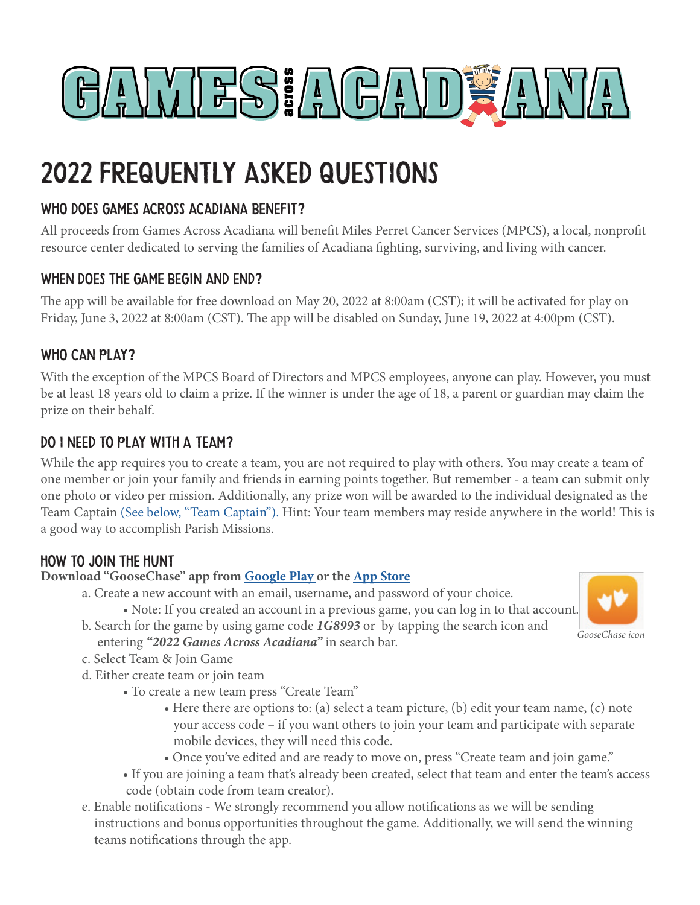# GAMES across ACADIANA

# 2022 FREQUENTLY ASKED QUESTIONS

## WHO DOES GAMES ACROSS ACADIANA BENEFIT?

All proceeds from Games Across Acadiana will benefit Miles Perret Cancer Services (MPCS), a local, nonprofit resource center dedicated to serving the families of Acadiana fighting, surviving, and living with cancer.

## WHEN DOES THE GAME BEGIN AND END?

The app will be available for free download on May 20, 2022 at 8:00am (CST); it will be activated for play on Friday, June 3, 2022 at 8:00am (CST). The app will be disabled on Sunday, June 19, 2022 at 4:00pm (CST).

## WHO CAN PLAY?

With the exception of the MPCS Board of Directors and MPCS employees, anyone can play. However, you must be at least 18 years old to claim a prize. If the winner is under the age of 18, a parent or guardian may claim the prize on their behalf.

## DO I NEED TO PLAY WITH A TEAM?

While the app requires you to create a team, you are not required to play with others. You may create a team of one member or join your family and friends in earning points together. But remember - a team can submit only one photo or video per mission. Additionally, any prize won will be awarded to the individual designated as the Team Captain (See below, "Team Captain"). Hint: Your team members may reside anywhere in the world! This is a good way to accomplish Parish Missions.

## HOW TO JOIN THE HUNT

**Download "GooseChase" app from Google Play or the App Store**

a. Create a new account with an email, username, and password of your choice.
   - Note: If you created an account in a previous game, you can log in to that account.

b. Search for the game by using game code ***1G8993*** or by tapping the search icon and entering ***"2022 Games Across Acadiana"*** in search bar.

c. Select Team & Join Game

d. Either create team or join team
   - To create a new team press "Create Team"
     - Here there are options to: (a) select a team picture, (b) edit your team name, (c) note your access code – if you want others to join your team and participate with separate mobile devices, they will need this code.
     - Once you've edited and are ready to move on, press "Create team and join game."
   - If you are joining a team that's already been created, select that team and enter the team's access code (obtain code from team creator).

e. Enable notifications - We strongly recommend you allow notifications as we will be sending instructions and bonus opportunities throughout the game. Additionally, we will send the winning teams notifications through the app.

*GooseChase icon*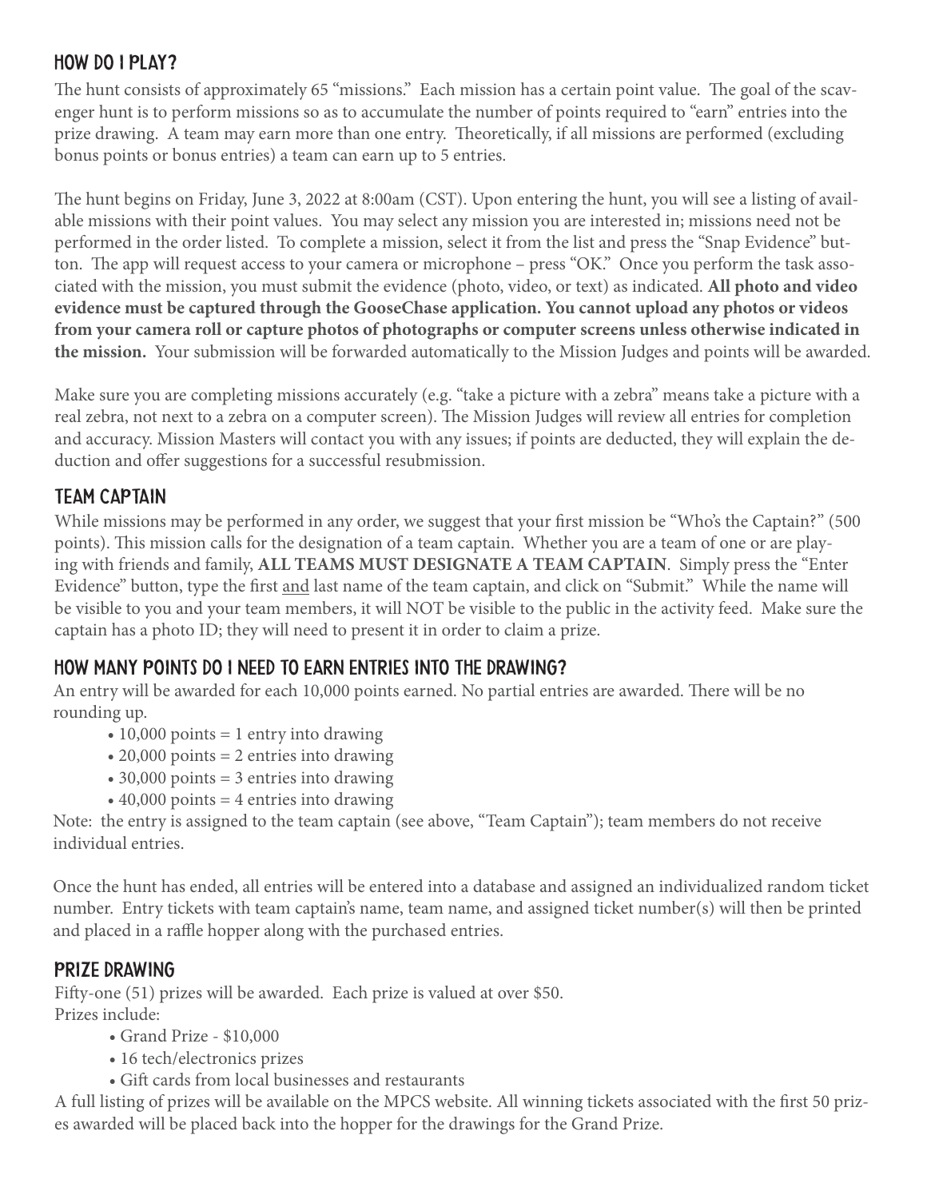## HOW DO I PLAY?

The hunt consists of approximately 65 "missions." Each mission has a certain point value. The goal of the scavenger hunt is to perform missions so as to accumulate the number of points required to "earn" entries into the prize drawing. A team may earn more than one entry. Theoretically, if all missions are performed (excluding bonus points or bonus entries) a team can earn up to 5 entries.

The hunt begins on Friday, June 3, 2022 at 8:00am (CST). Upon entering the hunt, you will see a listing of available missions with their point values. You may select any mission you are interested in; missions need not be performed in the order listed. To complete a mission, select it from the list and press the "Snap Evidence" button. The app will request access to your camera or microphone – press "OK." Once you perform the task associated with the mission, you must submit the evidence (photo, video, or text) as indicated. **All photo and video evidence must be captured through the GooseChase application. You cannot upload any photos or videos from your camera roll or capture photos of photogaphs or computer screens unless otherwise indicated in the mission.** Your submission will be forwarded automatically to the Mission Judges and points will be awarded.

Make sure you are completing missions accurately (e.g. "take a picture with a zebra" means take a picture with a real zebra, not next to a zebra on a computer screen). The Mission Judges will review all entries for completion and accuracy. Mission Masters will contact you with any issues; if points are deducted, they will explain the deduction and offer suggestions for a successful resubmission.

## TEAM CAPTAIN

While missions may be performed in any order, we suggest that your first mission be "Who's the Captain?" (500 points). This mission calls for the designation of a team captain. Whether you are a team of one or are playing with friends and family, **ALL TEAMS MUST DESIGNATE A TEAM CAPTAIN**. Simply press the "Enter Evidence" button, type the first and last name of the team captain, and click on "Submit." While the name will be visible to you and your team members, it will NOT be visible to the public in the activity feed. Make sure the captain has a photo ID; they will need to present it in order to claim a prize.

## HOW MANY POINTS DO I NEED TO EARN ENTRIES INTO THE DRAWING?

An entry will be awarded for each 10,000 points earned. No partial entries are awarded. There will be no rounding up.

- 10,000 points = 1 entry into drawing
- 20,000 points = 2 entries into drawing
- 30,000 points = 3 entries into drawing
- 40,000 points = 4 entries into drawing

Note: the entry is assigned to the team captain (see above, "Team Captain"); team members do not receive individual entries.

Once the hunt has ended, all entries will be entered into a database and assigned an individualized random ticket number. Entry tickets with team captain's name, team name, and assigned ticket number(s) will then be printed and placed in a raffle hopper along with the purchased entries.

## PRIZE DRAWING

Fifty-one (51) prizes will be awarded. Each prize is valued at over $50.
Prizes include:

- Grand Prize - $10,000
- 16 tech/electronics prizes
- Gift cards from local businesses and restaurants

A full listing of prizes will be available on the MPCS website. All winning tickets associated with the first 50 prizes awarded will be placed back into the hopper for the drawings for the Grand Prize.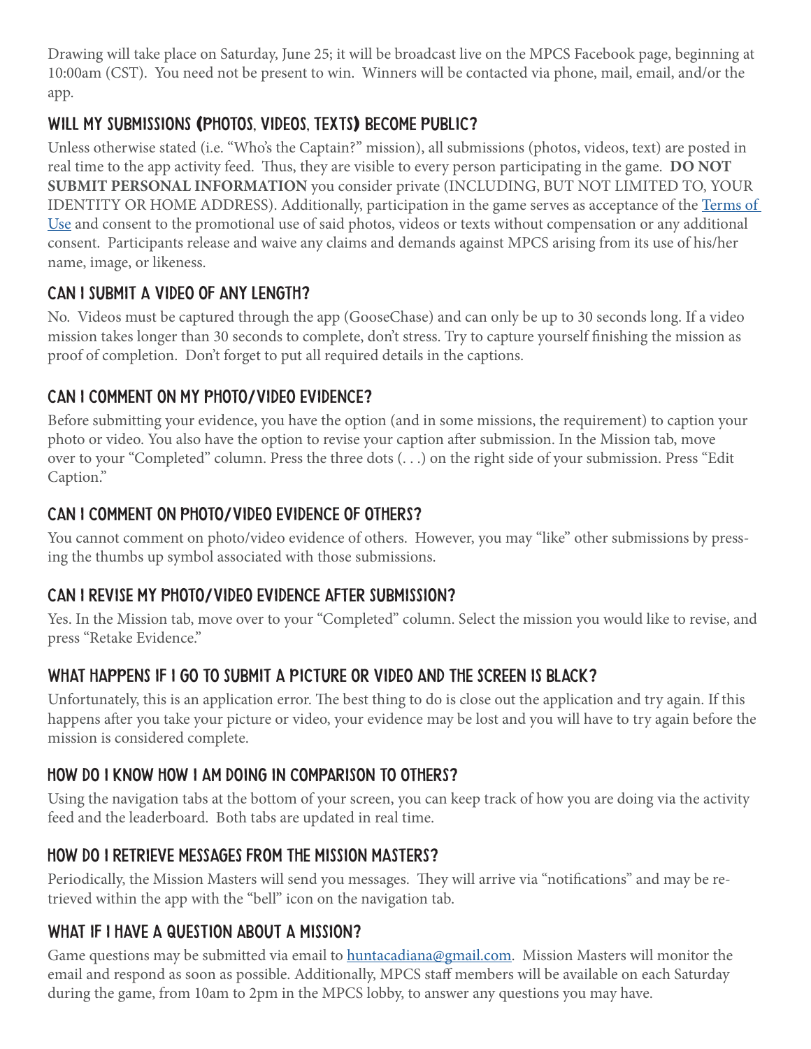Drawing will take place on Saturday, June 25; it will be broadcast live on the MPCS Facebook page, beginning at 10:00am (CST). You need not be present to win. Winners will be contacted via phone, mail, email, and/or the app.

## Will my submissions (photos, videos, texts) become public?

Unless otherwise stated (i.e. "Who's the Captain?" mission), all submissions (photos, videos, text) are posted in real time to the app activity feed. Thus, they are visible to every person participating in the game. **DO NOT SUBMIT PERSONAL INFORMATION** you consider private (INCLUDING, BUT NOT LIMITED TO, YOUR IDENTITY OR HOME ADDRESS). Additionally, participation in the game serves as acceptance of the Terms of Use and consent to the promotional use of said photos, videos or texts without compensation or any additional consent. Participants release and waive any claims and demands against MPCS arising from its use of his/her name, image, or likeness.

## Can I submit a video of any length?

No. Videos must be captured through the app (GooseChase) and can only be up to 30 seconds long. If a video mission takes longer than 30 seconds to complete, don't stress. Try to capture yourself finishing the mission as proof of completion. Don't forget to put all required details in the captions.

## Can I comment on my photo/video evidence?

Before submitting your evidence, you have the option (and in some missions, the requirement) to caption your photo or video. You also have the option to revise your caption after submission. In the Mission tab, move over to your "Completed" column. Press the three dots (. . .) on the right side of your submission. Press "Edit Caption."

## Can I comment on photo/video evidence of others?

You cannot comment on photo/video evidence of others. However, you may "like" other submissions by pressing the thumbs up symbol associated with those submissions.

## Can I revise my photo/video evidence after submission?

Yes. In the Mission tab, move over to your "Completed" column. Select the mission you would like to revise, and press "Retake Evidence."

## What happens if I go to submit a picture or video and the screen is black?

Unfortunately, this is an application error. The best thing to do is close out the application and try again. If this happens after you take your picture or video, your evidence may be lost and you will have to try again before the mission is considered complete.

## How do I know how I am doing in comparison to others?

Using the navigation tabs at the bottom of your screen, you can keep track of how you are doing via the activity feed and the leaderboard. Both tabs are updated in real time.

## How do I retrieve messages from the Mission Masters?

Periodically, the Mission Masters will send you messages. They will arrive via "notifications" and may be retrieved within the app with the "bell" icon on the navigation tab.

## What if I have a question about a mission?

Game questions may be submitted via email to huntacadiana@gmail.com. Mission Masters will monitor the email and respond as soon as possible. Additionally, MPCS staff members will be available on each Saturday during the game, from 10am to 2pm in the MPCS lobby, to answer any questions you may have.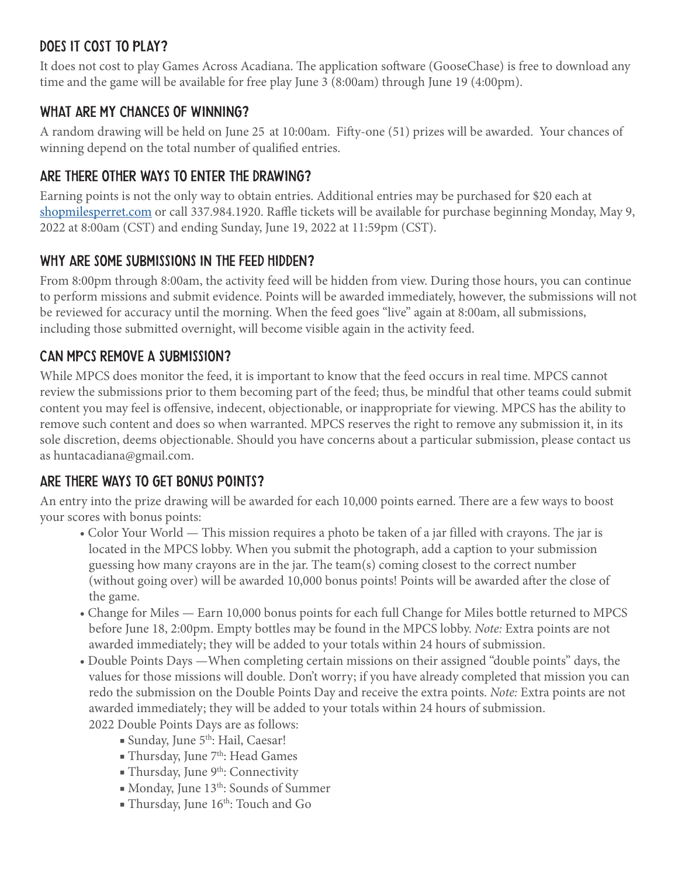## DOES IT COST TO PLAY?

It does not cost to play Games Across Acadiana. The application software (GooseChase) is free to download any time and the game will be available for free play June 3 (8:00am) through June 19 (4:00pm).

## WHAT ARE MY CHANCES OF WINNING?

A random drawing will be held on June 25 at 10:00am. Fifty-one (51) prizes will be awarded. Your chances of winning depend on the total number of qualified entries.

## ARE THERE OTHER WAYS TO ENTER THE DRAWING?

Earning points is not the only way to obtain entries. Additional entries may be purchased for $20 each at shopmilesperret.com or call 337.984.1920. Raffle tickets will be available for purchase beginning Monday, May 9, 2022 at 8:00am (CST) and ending Sunday, June 19, 2022 at 11:59pm (CST).

## WHY ARE SOME SUBMISSIONS IN THE FEED HIDDEN?

From 8:00pm through 8:00am, the activity feed will be hidden from view. During those hours, you can continue to perform missions and submit evidence. Points will be awarded immediately, however, the submissions will not be reviewed for accuracy until the morning. When the feed goes "live" again at 8:00am, all submissions, including those submitted overnight, will become visible again in the activity feed.

## CAN MPCS REMOVE A SUBMISSION?

While MPCS does monitor the feed, it is important to know that the feed occurs in real time. MPCS cannot review the submissions prior to them becoming part of the feed; thus, be mindful that other teams could submit content you may feel is offensive, indecent, objectionable, or inappropriate for viewing. MPCS has the ability to remove such content and does so when warranted. MPCS reserves the right to remove any submission it, in its sole discretion, deems objectionable. Should you have concerns about a particular submission, please contact us as huntacadiana@gmail.com.

## ARE THERE WAYS TO GET BONUS POINTS?

An entry into the prize drawing will be awarded for each 10,000 points earned. There are a few ways to boost your scores with bonus points:

- Color Your World — This mission requires a photo be taken of a jar filled with crayons. The jar is located in the MPCS lobby. When you submit the photograph, add a caption to your submission guessing how many crayons are in the jar. The team(s) coming closest to the correct number (without going over) will be awarded 10,000 bonus points! Points will be awarded after the close of the game.
- Change for Miles — Earn 10,000 bonus points for each full Change for Miles bottle returned to MPCS before June 18, 2:00pm. Empty bottles may be found in the MPCS lobby. *Note:* Extra points are not awarded immediately; they will be added to your totals within 24 hours of submission.
- Double Points Days —When completing certain missions on their assigned "double points" days, the values for those missions will double. Don't worry; if you have already completed that mission you can redo the submission on the Double Points Day and receive the extra points. *Note:* Extra points are not awarded immediately; they will be added to your totals within 24 hours of submission.

  2022 Double Points Days are as follows:
  - Sunday, June 5th: Hail, Caesar!
  - Thursday, June 7th: Head Games
  - Thursday, June 9th: Connectivity
  - Monday, June 13th: Sounds of Summer
  - Thursday, June 16th: Touch and Go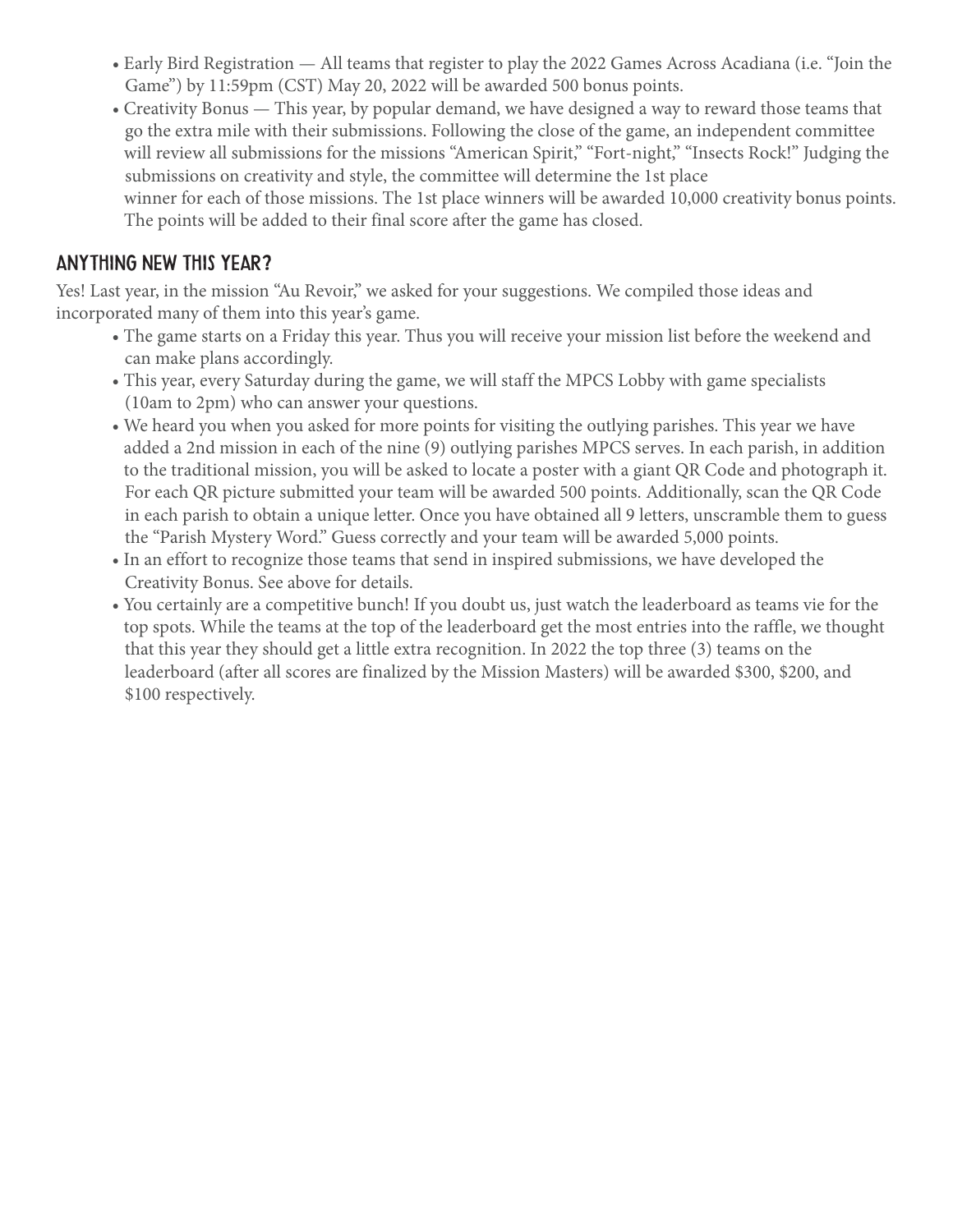- Early Bird Registration — All teams that register to play the 2022 Games Across Acadiana (i.e. "Join the Game") by 11:59pm (CST) May 20, 2022 will be awarded 500 bonus points.
- Creativity Bonus — This year, by popular demand, we have designed a way to reward those teams that go the extra mile with their submissions. Following the close of the game, an independent committee will review all submissions for the missions "American Spirit," "Fort-night," "Insects Rock!" Judging the submissions on creativity and style, the committee will determine the 1st place winner for each of those missions. The 1st place winners will be awarded 10,000 creativity bonus points. The points will be added to their final score after the game has closed.

## ANYTHING NEW THIS YEAR?

Yes! Last year, in the mission "Au Revoir," we asked for your suggestions. We compiled those ideas and incorporated many of them into this year's game.

- The game starts on a Friday this year. Thus you will receive your mission list before the weekend and can make plans accordingly.
- This year, every Saturday during the game, we will staff the MPCS Lobby with game specialists (10am to 2pm) who can answer your questions.
- We heard you when you asked for more points for visiting the outlying parishes. This year we have added a 2nd mission in each of the nine (9) outlying parishes MPCS serves. In each parish, in addition to the traditional mission, you will be asked to locate a poster with a giant QR Code and photograph it. For each QR picture submitted your team will be awarded 500 points. Additionally, scan the QR Code in each parish to obtain a unique letter. Once you have obtained all 9 letters, unscramble them to guess the "Parish Mystery Word." Guess correctly and your team will be awarded 5,000 points.
- In an effort to recognize those teams that send in inspired submissions, we have developed the Creativity Bonus. See above for details.
- You certainly are a competitive bunch! If you doubt us, just watch the leaderboard as teams vie for the top spots. While the teams at the top of the leaderboard get the most entries into the raffle, we thought that this year they should get a little extra recognition. In 2022 the top three (3) teams on the leaderboard (after all scores are finalized by the Mission Masters) will be awarded $300, $200, and $100 respectively.